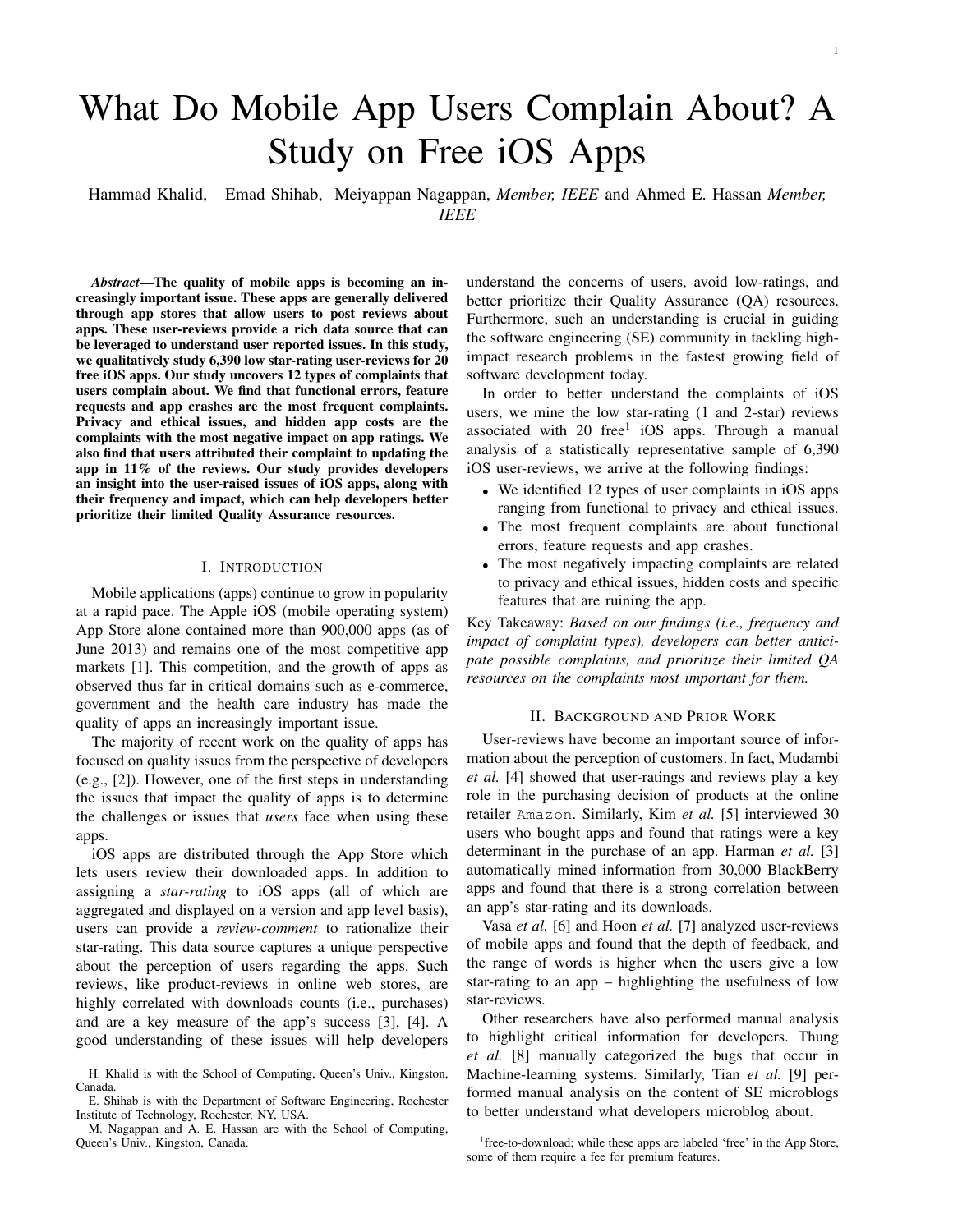# What Do Mobile App Users Complain About? A Study on Free iOS Apps

Hammad Khalid, Emad Shihab, Meiyappan Nagappan, *Member, IEEE* and Ahmed E. Hassan *Member, IEEE*

***Abstract*—The quality of mobile apps is becoming an increasingly important issue. These apps are generally delivered through app stores that allow users to post reviews about apps. These user-reviews provide a rich data source that can be leveraged to understand user reported issues. In this study, we qualitatively study 6,390 low star-rating user-reviews for 20 free iOS apps. Our study uncovers 12 types of complaints that users complain about. We find that functional errors, feature requests and app crashes are the most frequent complaints. Privacy and ethical issues, and hidden app costs are the complaints with the most negative impact on app ratings. We also find that users attributed their complaint to updating the app in 11% of the reviews. Our study provides developers an insight into the user-raised issues of iOS apps, along with their frequency and impact, which can help developers better prioritize their limited Quality Assurance resources.**

## I. Introduction

Mobile applications (apps) continue to grow in popularity at a rapid pace. The Apple iOS (mobile operating system) App Store alone contained more than 900,000 apps (as of June 2013) and remains one of the most competitive app markets [1]. This competition, and the growth of apps as observed thus far in critical domains such as e-commerce, government and the health care industry has made the quality of apps an increasingly important issue.

The majority of recent work on the quality of apps has focused on quality issues from the perspective of developers (e.g., [2]). However, one of the first steps in understanding the issues that impact the quality of apps is to determine the challenges or issues that *users* face when using these apps.

iOS apps are distributed through the App Store which lets users review their downloaded apps. In addition to assigning a *star-rating* to iOS apps (all of which are aggregated and displayed on a version and app level basis), users can provide a *review-comment* to rationalize their star-rating. This data source captures a unique perspective about the perception of users regarding the apps. Such reviews, like product-reviews in online web stores, are highly correlated with downloads counts (i.e., purchases) and are a key measure of the app's success [3], [4]. A good understanding of these issues will help developers understand the concerns of users, avoid low-ratings, and better prioritize their Quality Assurance (QA) resources. Furthermore, such an understanding is crucial in guiding the software engineering (SE) community in tackling high-impact research problems in the fastest growing field of software development today.

In order to better understand the complaints of iOS users, we mine the low star-rating (1 and 2-star) reviews associated with 20 free[1] iOS apps. Through a manual analysis of a statistically representative sample of 6,390 iOS user-reviews, we arrive at the following findings:

- We identified 12 types of user complaints in iOS apps ranging from functional to privacy and ethical issues.
- The most frequent complaints are about functional errors, feature requests and app crashes.
- The most negatively impacting complaints are related to privacy and ethical issues, hidden costs and specific features that are ruining the app.

Key Takeaway: *Based on our findings (i.e., frequency and impact of complaint types), developers can better anticipate possible complaints, and prioritize their limited QA resources on the complaints most important for them.*

## II. Background and Prior Work

User-reviews have become an important source of information about the perception of customers. In fact, Mudambi *et al.* [4] showed that user-ratings and reviews play a key role in the purchasing decision of products at the online retailer `Amazon`. Similarly, Kim *et al.* [5] interviewed 30 users who bought apps and found that ratings were a key determinant in the purchase of an app. Harman *et al.* [3] automatically mined information from 30,000 BlackBerry apps and found that there is a strong correlation between an app's star-rating and its downloads.

Vasa *et al.* [6] and Hoon *et al.* [7] analyzed user-reviews of mobile apps and found that the depth of feedback, and the range of words is higher when the users give a low star-rating to an app – highlighting the usefulness of low star-reviews.

Other researchers have also performed manual analysis to highlight critical information for developers. Thung *et al.* [8] manually categorized the bugs that occur in Machine-learning systems. Similarly, Tian *et al.* [9] performed manual analysis on the content of SE microblogs to better understand what developers microblog about.

H. Khalid is with the School of Computing, Queen's Univ., Kingston, Canada.

E. Shihab is with the Department of Software Engineering, Rochester Institute of Technology, Rochester, NY, USA.

M. Nagappan and A. E. Hassan are with the School of Computing, Queen's Univ., Kingston, Canada.

[1] free-to-download; while these apps are labeled 'free' in the App Store, some of them require a fee for premium features.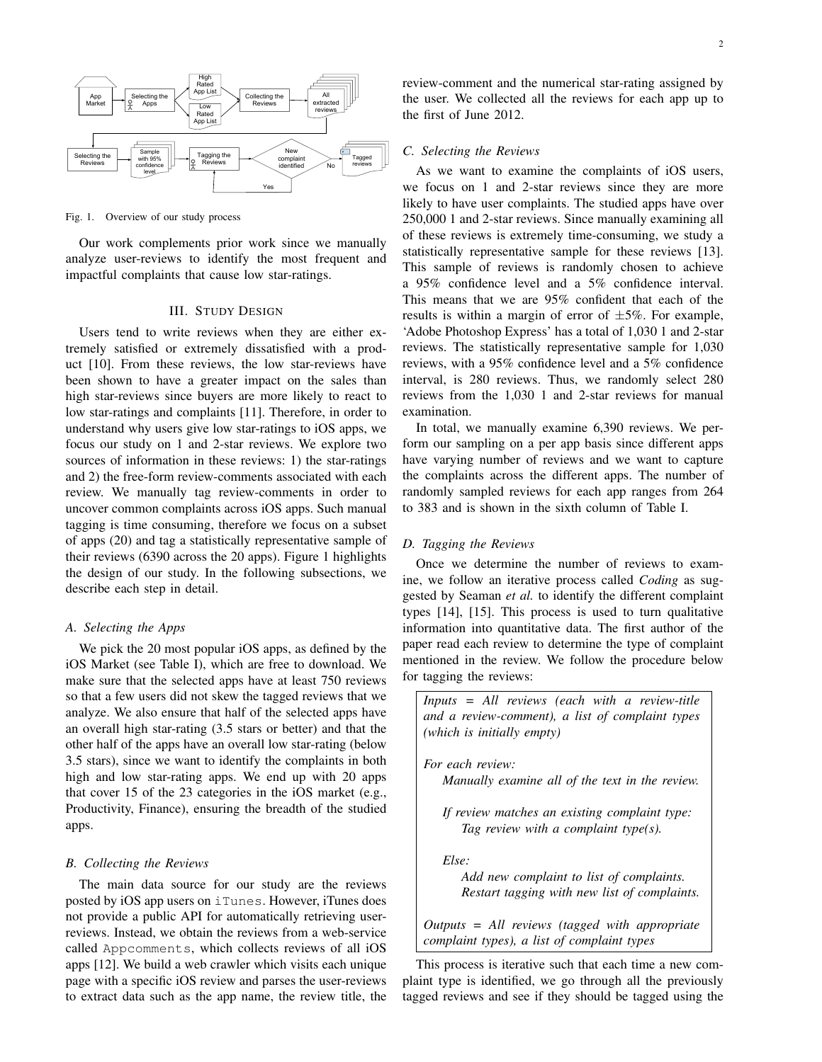Fig. 1. Overview of our study process

Our work complements prior work since we manually analyze user-reviews to identify the most frequent and impactful complaints that cause low star-ratings.

## III. Study Design

Users tend to write reviews when they are either extremely satisfied or extremely dissatisfied with a product [10]. From these reviews, the low star-reviews have been shown to have a greater impact on the sales than high star-reviews since buyers are more likely to react to low star-ratings and complaints [11]. Therefore, in order to understand why users give low star-ratings to iOS apps, we focus our study on 1 and 2-star reviews. We explore two sources of information in these reviews: 1) the star-ratings and 2) the free-form review-comments associated with each review. We manually tag review-comments in order to uncover common complaints across iOS apps. Such manual tagging is time consuming, therefore we focus on a subset of apps (20) and tag a statistically representative sample of their reviews (6390 across the 20 apps). Figure 1 highlights the design of our study. In the following subsections, we describe each step in detail.

### A. Selecting the Apps

We pick the 20 most popular iOS apps, as defined by the iOS Market (see Table I), which are free to download. We make sure that the selected apps have at least 750 reviews so that a few users did not skew the tagged reviews that we analyze. We also ensure that half of the selected apps have an overall high star-rating (3.5 stars or better) and that the other half of the apps have an overall low star-rating (below 3.5 stars), since we want to identify the complaints in both high and low star-rating apps. We end up with 20 apps that cover 15 of the 23 categories in the iOS market (e.g., Productivity, Finance), ensuring the breadth of the studied apps.

### B. Collecting the Reviews

The main data source for our study are the reviews posted by iOS app users on `iTunes`. However, iTunes does not provide a public API for automatically retrieving user-reviews. Instead, we obtain the reviews from a web-service called `Appcomments`, which collects reviews of all iOS apps [12]. We build a web crawler which visits each unique page with a specific iOS review and parses the user-reviews to extract data such as the app name, the review title, the review-comment and the numerical star-rating assigned by the user. We collected all the reviews for each app up to the first of June 2012.

### C. Selecting the Reviews

As we want to examine the complaints of iOS users, we focus on 1 and 2-star reviews since they are more likely to have user complaints. The studied apps have over 250,000 1 and 2-star reviews. Since manually examining all of these reviews is extremely time-consuming, we study a statistically representative sample for these reviews [13]. This sample of reviews is randomly chosen to achieve a 95% confidence level and a 5% confidence interval. This means that we are 95% confident that each of the results is within a margin of error of $\pm 5\%$. For example, 'Adobe Photoshop Express' has a total of 1,030 1 and 2-star reviews. The statistically representative sample for 1,030 reviews, with a 95% confidence level and a 5% confidence interval, is 280 reviews. Thus, we randomly select 280 reviews from the 1,030 1 and 2-star reviews for manual examination.

In total, we manually examine 6,390 reviews. We perform our sampling on a per app basis since different apps have varying number of reviews and we want to capture the complaints across the different apps. The number of randomly sampled reviews for each app ranges from 264 to 383 and is shown in the sixth column of Table I.

### D. Tagging the Reviews

Once we determine the number of reviews to examine, we follow an iterative process called *Coding* as suggested by Seaman *et al.* to identify the different complaint types [14], [15]. This process is used to turn qualitative information into quantitative data. The first author of the paper read each review to determine the type of complaint mentioned in the review. We follow the procedure below for tagging the reviews:

> *Inputs = All reviews (each with a review-title and a review-comment), a list of complaint types (which is initially empty)*
>
> *For each review:*
> *Manually examine all of the text in the review.*
>
> *If review matches an existing complaint type:*
> *Tag review with a complaint type(s).*
>
> *Else:*
> *Add new complaint to list of complaints.*
> *Restart tagging with new list of complaints.*
>
> *Outputs = All reviews (tagged with appropriate complaint types), a list of complaint types*

This process is iterative such that each time a new complaint type is identified, we go through all the previously tagged reviews and see if they should be tagged using the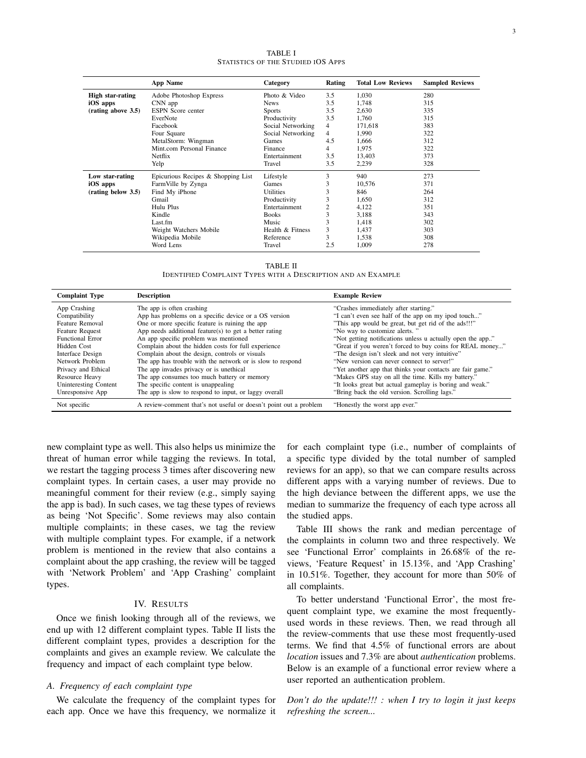TABLE I
STATISTICS OF THE STUDIED IOS APPS

| | App Name | Category | Rating | Total Low Reviews | Sampled Reviews |
|---|---|---|---|---|---|
| **High star-rating iOS apps (rating above 3.5)** | Adobe Photoshop Express | Photo & Video | 3.5 | 1,030 | 280 |
| | CNN app | News | 3.5 | 1,748 | 315 |
| | ESPN Score center | Sports | 3.5 | 2,630 | 335 |
| | EverNote | Productivity | 3.5 | 1,760 | 315 |
| | Facebook | Social Networking | 4 | 171,618 | 383 |
| | Four Square | Social Networking | 4 | 1,990 | 322 |
| | MetalStorm: Wingman | Games | 4.5 | 1,666 | 312 |
| | Mint.com Personal Finance | Finance | 4 | 1,975 | 322 |
| | Netflix | Entertainment | 3.5 | 13,403 | 373 |
| | Yelp | Travel | 3.5 | 2,239 | 328 |
| **Low star-rating iOS apps (rating below 3.5)** | Epicurious Recipes & Shopping List | Lifestyle | 3 | 940 | 273 |
| | FarmVille by Zynga | Games | 3 | 10,576 | 371 |
| | Find My iPhone | Utilities | 3 | 846 | 264 |
| | Gmail | Productivity | 3 | 1,650 | 312 |
| | Hulu Plus | Entertainment | 2 | 4,122 | 351 |
| | Kindle | Books | 3 | 3,188 | 343 |
| | Last.fm | Music | 3 | 1,418 | 302 |
| | Weight Watchers Mobile | Health & Fitness | 3 | 1,437 | 303 |
| | Wikipedia Mobile | Reference | 3 | 1,538 | 308 |
| | Word Lens | Travel | 2.5 | 1,009 | 278 |

TABLE II
IDENTIFIED COMPLAINT TYPES WITH A DESCRIPTION AND AN EXAMPLE

| Complaint Type | Description | Example Review |
|---|---|---|
| App Crashing | The app is often crashing | "Crashes immediately after starting." |
| Compatibility | App has problems on a specific device or a OS version | "I can't even see half of the app on my ipod touch..." |
| Feature Removal | One or more specific feature is ruining the app | "This app would be great, but get rid of the ads!!!" |
| Feature Request | App needs additional feature(s) to get a better rating | "No way to customize alerts. " |
| Functional Error | An app specific problem was mentioned | "Not getting notifications unless u actually open the app.." |
| Hidden Cost | Complain about the hidden costs for full experience | "Great if you weren't forced to buy coins for REAL money..." |
| Interface Design | Complain about the design, controls or visuals | "The design isn't sleek and not very intuitive" |
| Network Problem | The app has trouble with the network or is slow to respond | "New version can never connect to server!" |
| Privacy and Ethical | The app invades privacy or is unethical | "Yet another app that thinks your contacts are fair game." |
| Resource Heavy | The app consumes too much battery or memory | "Makes GPS stay on all the time. Kills my battery." |
| Uninteresting Content | The specific content is unappealing | "It looks great but actual gameplay is boring and weak." |
| Unresponsive App | The app is slow to respond to input, or laggy overall | "Bring back the old version. Scrolling lags." |
| Not specific | A review-comment that's not useful or doesn't point out a problem | "Honestly the worst app ever." |

new complaint type as well. This also helps us minimize the threat of human error while tagging the reviews. In total, we restart the tagging process 3 times after discovering new complaint types. In certain cases, a user may provide no meaningful comment for their review (e.g., simply saying the app is bad). In such cases, we tag these types of reviews as being 'Not Specific'. Some reviews may also contain multiple complaints; in these cases, we tag the review with multiple complaint types. For example, if a network problem is mentioned in the review that also contains a complaint about the app crashing, the review will be tagged with 'Network Problem' and 'App Crashing' complaint types.

## IV. RESULTS

Once we finish looking through all of the reviews, we end up with 12 different complaint types. Table II lists the different complaint types, provides a description for the complaints and gives an example review. We calculate the frequency and impact of each complaint type below.

### A. Frequency of each complaint type

We calculate the frequency of the complaint types for each app. Once we have this frequency, we normalize it for each complaint type (i.e., number of complaints of a specific type divided by the total number of sampled reviews for an app), so that we can compare results across different apps with a varying number of reviews. Due to the high deviance between the different apps, we use the median to summarize the frequency of each type across all the studied apps.

Table III shows the rank and median percentage of the complaints in column two and three respectively. We see 'Functional Error' complaints in 26.68% of the reviews, 'Feature Request' in 15.13%, and 'App Crashing' in 10.51%. Together, they account for more than 50% of all complaints.

To better understand 'Functional Error', the most frequent complaint type, we examine the most frequently-used words in these reviews. Then, we read through all the review-comments that use these most frequently-used terms. We find that 4.5% of functional errors are about *location* issues and 7.3% are about *authentication* problems. Below is an example of a functional error review where a user reported an authentication problem.

*Don't do the update!!! : when I try to login it just keeps refreshing the screen...*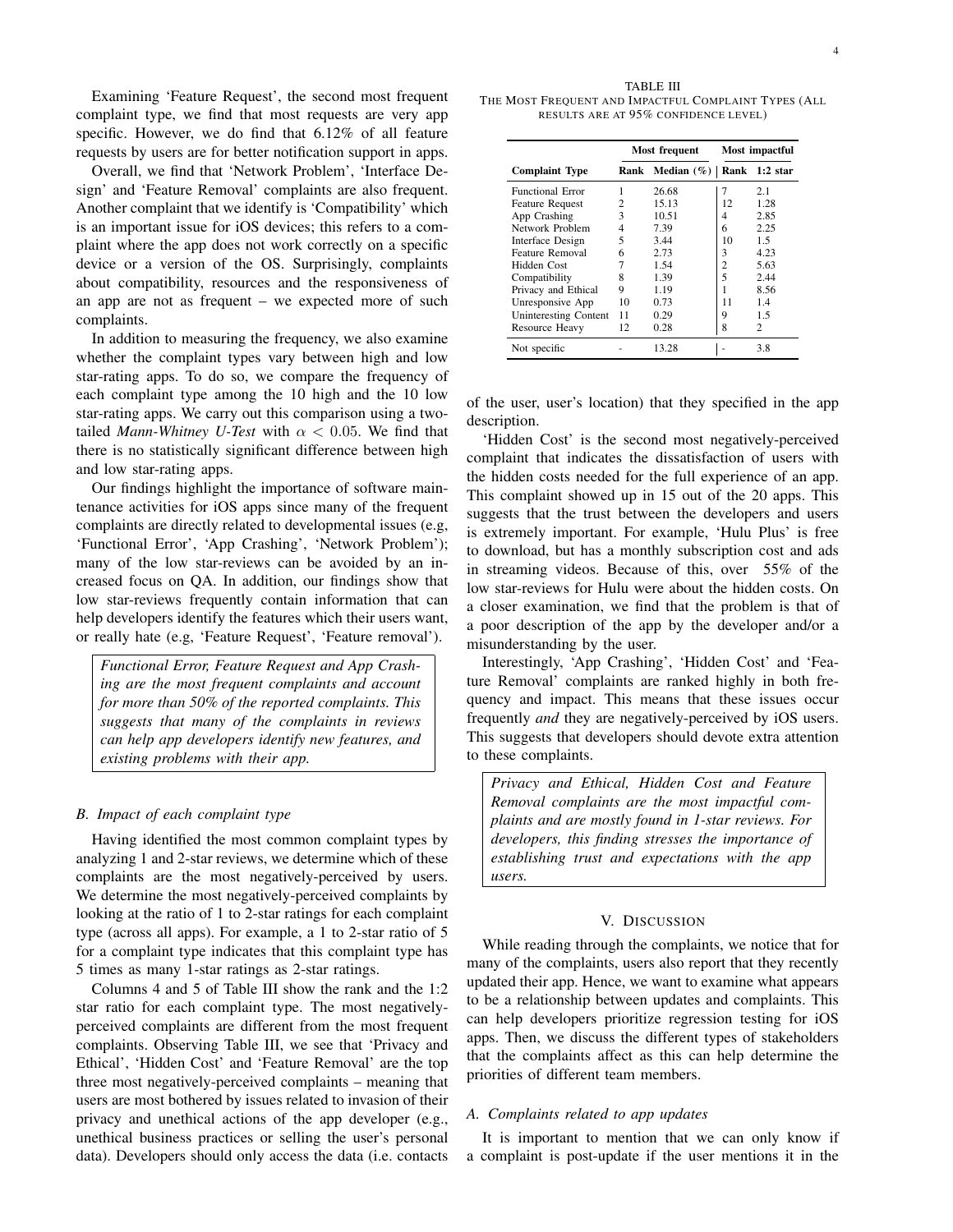Examining 'Feature Request', the second most frequent complaint type, we find that most requests are very app specific. However, we do find that 6.12% of all feature requests by users are for better notification support in apps.

Overall, we find that 'Network Problem', 'Interface Design' and 'Feature Removal' complaints are also frequent. Another complaint that we identify is 'Compatibility' which is an important issue for iOS devices; this refers to a complaint where the app does not work correctly on a specific device or a version of the OS. Surprisingly, complaints about compatibility, resources and the responsiveness of an app are not as frequent – we expected more of such complaints.

In addition to measuring the frequency, we also examine whether the complaint types vary between high and low star-rating apps. To do so, we compare the frequency of each complaint type among the 10 high and the 10 low star-rating apps. We carry out this comparison using a two-tailed *Mann-Whitney U-Test* with $\alpha < 0.05$. We find that there is no statistically significant difference between high and low star-rating apps.

Our findings highlight the importance of software maintenance activities for iOS apps since many of the frequent complaints are directly related to developmental issues (e.g, 'Functional Error', 'App Crashing', 'Network Problem'); many of the low star-reviews can be avoided by an increased focus on QA. In addition, our findings show that low star-reviews frequently contain information that can help developers identify the features which their users want, or really hate (e.g, 'Feature Request', 'Feature removal').

> *Functional Error, Feature Request and App Crashing are the most frequent complaints and account for more than 50% of the reported complaints. This suggests that many of the complaints in reviews can help app developers identify new features, and existing problems with their app.*

### B. Impact of each complaint type

Having identified the most common complaint types by analyzing 1 and 2-star reviews, we determine which of these complaints are the most negatively-perceived by users. We determine the most negatively-perceived complaints by looking at the ratio of 1 to 2-star ratings for each complaint type (across all apps). For example, a 1 to 2-star ratio of 5 for a complaint type indicates that this complaint type has 5 times as many 1-star ratings as 2-star ratings.

Columns 4 and 5 of Table III show the rank and the 1:2 star ratio for each complaint type. The most negatively-perceived complaints are different from the most frequent complaints. Observing Table III, we see that 'Privacy and Ethical', 'Hidden Cost' and 'Feature Removal' are the top three most negatively-perceived complaints – meaning that users are most bothered by issues related to invasion of their privacy and unethical actions of the app developer (e.g., unethical business practices or selling the user's personal data). Developers should only access the data (i.e. contacts of the user, user's location) that they specified in the app description.

TABLE III
THE MOST FREQUENT AND IMPACTFUL COMPLAINT TYPES (ALL RESULTS ARE AT 95% CONFIDENCE LEVEL)

| | Most frequent | | Most impactful | |
|---|---|---|---|---|
| **Complaint Type** | **Rank** | **Median (%)** | **Rank** | **1:2 star** |
| Functional Error | 1 | 26.68 | 7 | 2.1 |
| Feature Request | 2 | 15.13 | 12 | 1.28 |
| App Crashing | 3 | 10.51 | 4 | 2.85 |
| Network Problem | 4 | 7.39 | 6 | 2.25 |
| Interface Design | 5 | 3.44 | 10 | 1.5 |
| Feature Removal | 6 | 2.73 | 3 | 4.23 |
| Hidden Cost | 7 | 1.54 | 2 | 5.63 |
| Compatibility | 8 | 1.39 | 5 | 2.44 |
| Privacy and Ethical | 9 | 1.19 | 1 | 8.56 |
| Unresponsive App | 10 | 0.73 | 11 | 1.4 |
| Uninteresting Content | 11 | 0.29 | 9 | 1.5 |
| Resource Heavy | 12 | 0.28 | 8 | 2 |
| Not specific | - | 13.28 | - | 3.8 |

'Hidden Cost' is the second most negatively-perceived complaint that indicates the dissatisfaction of users with the hidden costs needed for the full experience of an app. This complaint showed up in 15 out of the 20 apps. This suggests that the trust between the developers and users is extremely important. For example, 'Hulu Plus' is free to download, but has a monthly subscription cost and ads in streaming videos. Because of this, over 55% of the low star-reviews for Hulu were about the hidden costs. On a closer examination, we find that the problem is that of a poor description of the app by the developer and/or a misunderstanding by the user.

Interestingly, 'App Crashing', 'Hidden Cost' and 'Feature Removal' complaints are ranked highly in both frequency and impact. This means that these issues occur frequently *and* they are negatively-perceived by iOS users. This suggests that developers should devote extra attention to these complaints.

> *Privacy and Ethical, Hidden Cost and Feature Removal complaints are the most impactful complaints and are mostly found in 1-star reviews. For developers, this finding stresses the importance of establishing trust and expectations with the app users.*

## V. DISCUSSION

While reading through the complaints, we notice that for many of the complaints, users also report that they recently updated their app. Hence, we want to examine what appears to be a relationship between updates and complaints. This can help developers prioritize regression testing for iOS apps. Then, we discuss the different types of stakeholders that the complaints affect as this can help determine the priorities of different team members.

### A. Complaints related to app updates

It is important to mention that we can only know if a complaint is post-update if the user mentions it in the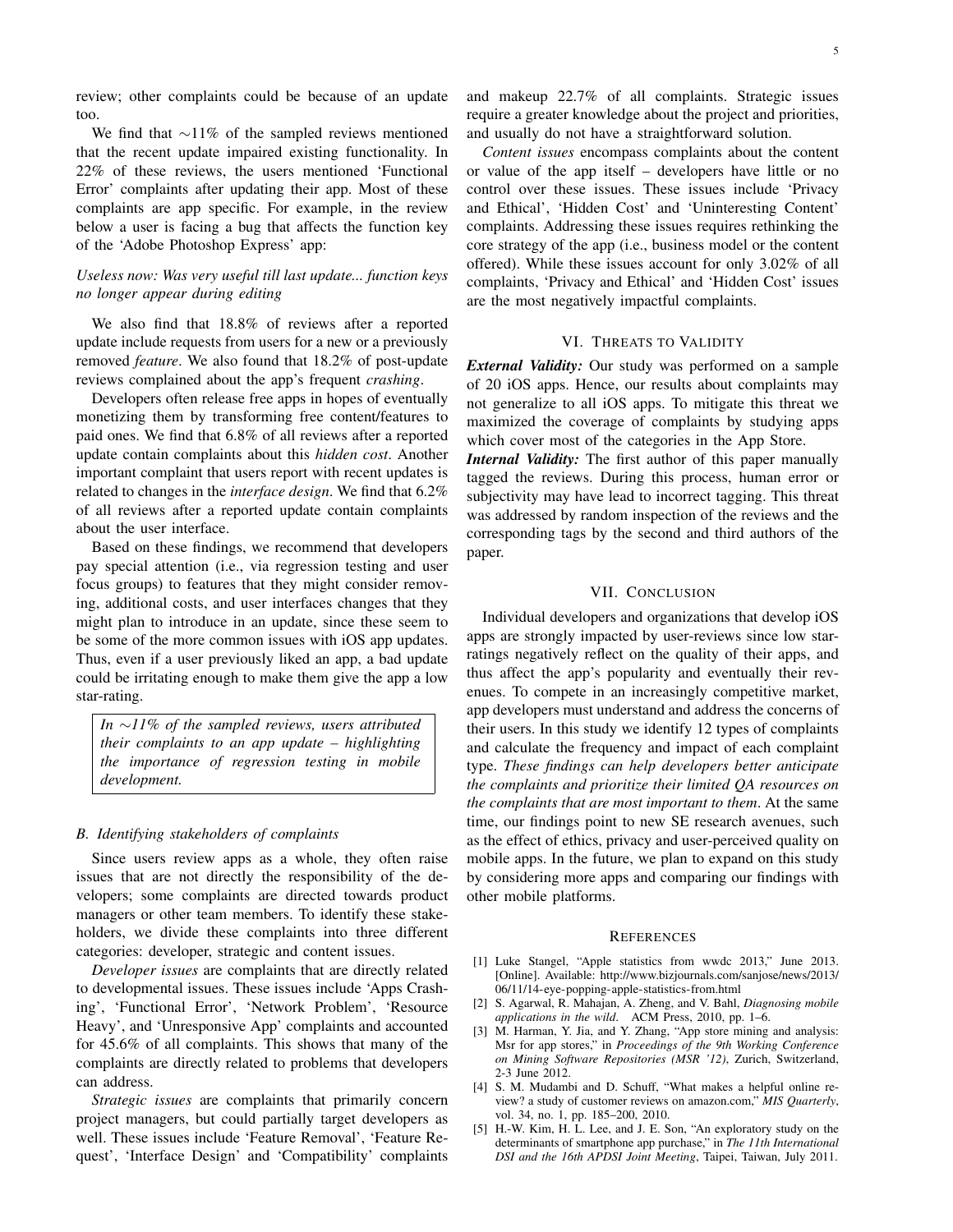review; other complaints could be because of an update too.

We find that ∼11% of the sampled reviews mentioned that the recent update impaired existing functionality. In 22% of these reviews, the users mentioned 'Functional Error' complaints after updating their app. Most of these complaints are app specific. For example, in the review below a user is facing a bug that affects the function key of the 'Adobe Photoshop Express' app:

*Useless now: Was very useful till last update... function keys no longer appear during editing*

We also find that 18.8% of reviews after a reported update include requests from users for a new or a previously removed *feature*. We also found that 18.2% of post-update reviews complained about the app's frequent *crashing*.

Developers often release free apps in hopes of eventually monetizing them by transforming free content/features to paid ones. We find that 6.8% of all reviews after a reported update contain complaints about this *hidden cost*. Another important complaint that users report with recent updates is related to changes in the *interface design*. We find that 6.2% of all reviews after a reported update contain complaints about the user interface.

Based on these findings, we recommend that developers pay special attention (i.e., via regression testing and user focus groups) to features that they might consider removing, additional costs, and user interfaces changes that they might plan to introduce in an update, since these seem to be some of the more common issues with iOS app updates. Thus, even if a user previously liked an app, a bad update could be irritating enough to make them give the app a low star-rating.

> *In ∼11% of the sampled reviews, users attributed their complaints to an app update – highlighting the importance of regression testing in mobile development.*

### *B. Identifying stakeholders of complaints*

Since users review apps as a whole, they often raise issues that are not directly the responsibility of the developers; some complaints are directed towards product managers or other team members. To identify these stakeholders, we divide these complaints into three different categories: developer, strategic and content issues.

*Developer issues* are complaints that are directly related to developmental issues. These issues include 'Apps Crashing', 'Functional Error', 'Network Problem', 'Resource Heavy', and 'Unresponsive App' complaints and accounted for 45.6% of all complaints. This shows that many of the complaints are directly related to problems that developers can address.

*Strategic issues* are complaints that primarily concern project managers, but could partially target developers as well. These issues include 'Feature Removal', 'Feature Request', 'Interface Design' and 'Compatibility' complaints and makeup 22.7% of all complaints. Strategic issues require a greater knowledge about the project and priorities, and usually do not have a straightforward solution.

*Content issues* encompass complaints about the content or value of the app itself – developers have little or no control over these issues. These issues include 'Privacy and Ethical', 'Hidden Cost' and 'Uninteresting Content' complaints. Addressing these issues requires rethinking the core strategy of the app (i.e., business model or the content offered). While these issues account for only 3.02% of all complaints, 'Privacy and Ethical' and 'Hidden Cost' issues are the most negatively impactful complaints.

## VI. Threats to Validity

***External Validity:*** Our study was performed on a sample of 20 iOS apps. Hence, our results about complaints may not generalize to all iOS apps. To mitigate this threat we maximized the coverage of complaints by studying apps which cover most of the categories in the App Store.

***Internal Validity:*** The first author of this paper manually tagged the reviews. During this process, human error or subjectivity may have lead to incorrect tagging. This threat was addressed by random inspection of the reviews and the corresponding tags by the second and third authors of the paper.

## VII. Conclusion

Individual developers and organizations that develop iOS apps are strongly impacted by user-reviews since low star-ratings negatively reflect on the quality of their apps, and thus affect the app's popularity and eventually their revenues. To compete in an increasingly competitive market, app developers must understand and address the concerns of their users. In this study we identify 12 types of complaints and calculate the frequency and impact of each complaint type. *These findings can help developers better anticipate the complaints and prioritize their limited QA resources on the complaints that are most important to them*. At the same time, our findings point to new SE research avenues, such as the effect of ethics, privacy and user-perceived quality on mobile apps. In the future, we plan to expand on this study by considering more apps and comparing our findings with other mobile platforms.

## References

[1] Luke Stangel, "Apple statistics from wwdc 2013," June 2013. [Online]. Available: http://www.bizjournals.com/sanjose/news/2013/06/11/14-eye-popping-apple-statistics-from.html

[2] S. Agarwal, R. Mahajan, A. Zheng, and V. Bahl, *Diagnosing mobile applications in the wild*. ACM Press, 2010, pp. 1–6.

[3] M. Harman, Y. Jia, and Y. Zhang, "App store mining and analysis: Msr for app stores," in *Proceedings of the 9th Working Conference on Mining Software Repositories (MSR '12)*, Zurich, Switzerland, 2-3 June 2012.

[4] S. M. Mudambi and D. Schuff, "What makes a helpful online review? a study of customer reviews on amazon.com," *MIS Quarterly*, vol. 34, no. 1, pp. 185–200, 2010.

[5] H.-W. Kim, H. L. Lee, and J. E. Son, "An exploratory study on the determinants of smartphone app purchase," in *The 11th International DSI and the 16th APDSI Joint Meeting*, Taipei, Taiwan, July 2011.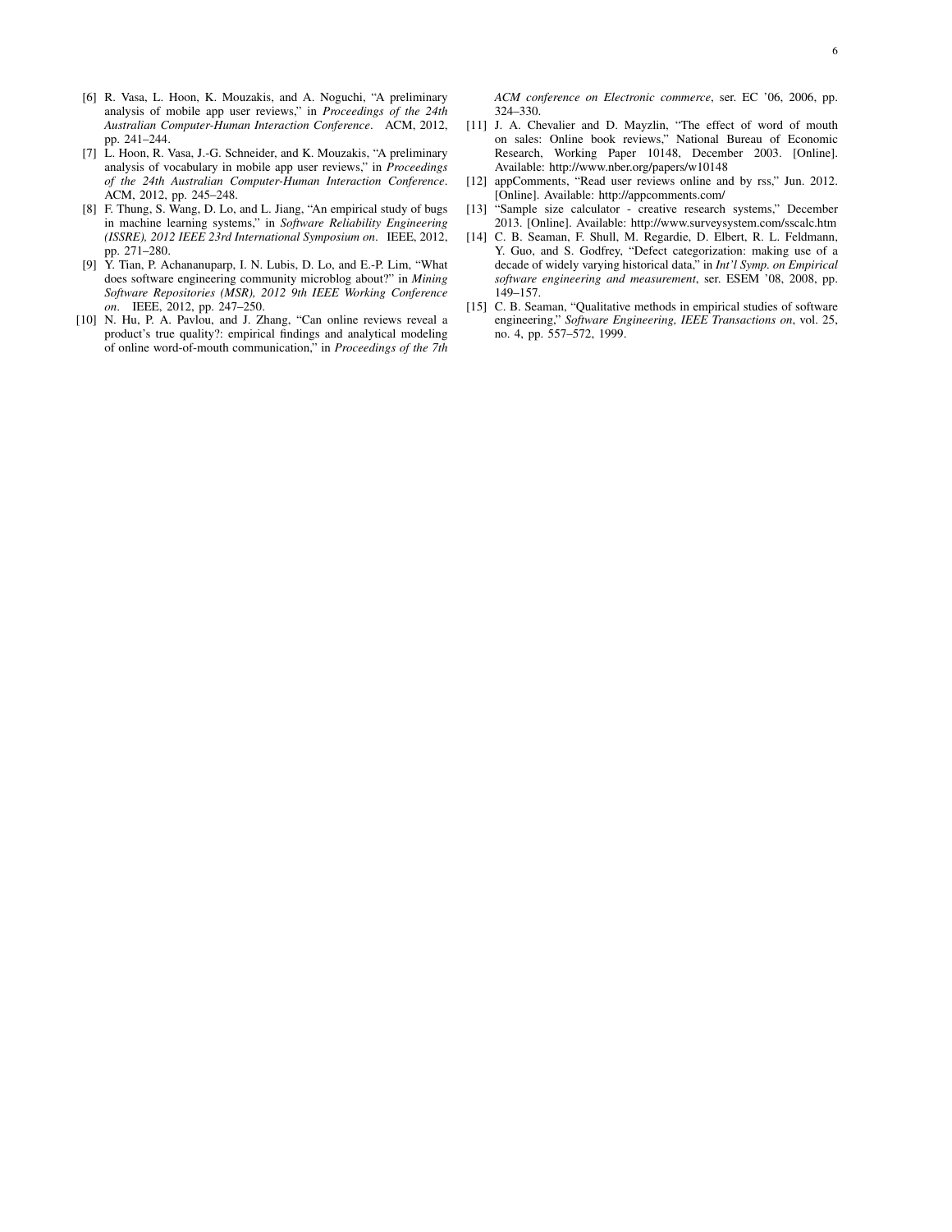[6] R. Vasa, L. Hoon, K. Mouzakis, and A. Noguchi, "A preliminary analysis of mobile app user reviews," in *Proceedings of the 24th Australian Computer-Human Interaction Conference*. ACM, 2012, pp. 241–244.

[7] L. Hoon, R. Vasa, J.-G. Schneider, and K. Mouzakis, "A preliminary analysis of vocabulary in mobile app user reviews," in *Proceedings of the 24th Australian Computer-Human Interaction Conference*. ACM, 2012, pp. 245–248.

[8] F. Thung, S. Wang, D. Lo, and L. Jiang, "An empirical study of bugs in machine learning systems," in *Software Reliability Engineering (ISSRE), 2012 IEEE 23rd International Symposium on*. IEEE, 2012, pp. 271–280.

[9] Y. Tian, P. Achananuparp, I. N. Lubis, D. Lo, and E.-P. Lim, "What does software engineering community microblog about?" in *Mining Software Repositories (MSR), 2012 9th IEEE Working Conference on*. IEEE, 2012, pp. 247–250.

[10] N. Hu, P. A. Pavlou, and J. Zhang, "Can online reviews reveal a product's true quality?: empirical findings and analytical modeling of online word-of-mouth communication," in *Proceedings of the 7th ACM conference on Electronic commerce*, ser. EC '06, 2006, pp. 324–330.

[11] J. A. Chevalier and D. Mayzlin, "The effect of word of mouth on sales: Online book reviews," National Bureau of Economic Research, Working Paper 10148, December 2003. [Online]. Available: http://www.nber.org/papers/w10148

[12] appComments, "Read user reviews online and by rss," Jun. 2012. [Online]. Available: http://appcomments.com/

[13] "Sample size calculator - creative research systems," December 2013. [Online]. Available: http://www.surveysystem.com/sscalc.htm

[14] C. B. Seaman, F. Shull, M. Regardie, D. Elbert, R. L. Feldmann, Y. Guo, and S. Godfrey, "Defect categorization: making use of a decade of widely varying historical data," in *Int'l Symp. on Empirical software engineering and measurement*, ser. ESEM '08, 2008, pp. 149–157.

[15] C. B. Seaman, "Qualitative methods in empirical studies of software engineering," *Software Engineering, IEEE Transactions on*, vol. 25, no. 4, pp. 557–572, 1999.